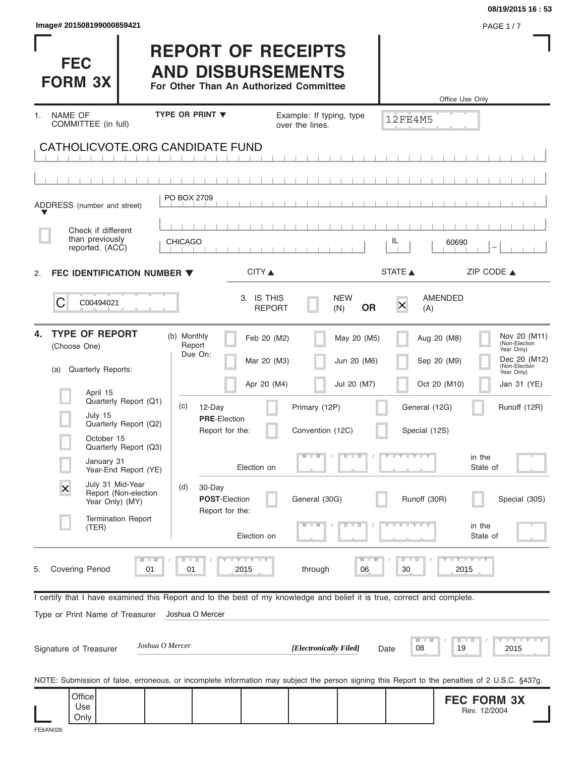Image# 201508199000859421

08/19/2015 16 : 53

# FEC FORM 3X

# REPORT OF RECEIPTS AND DISBURSEMENTS

**For Other Than An Authorized Committee**

Office Use Only

12FE4M5

1. NAME OF COMMITTEE (in full) — TYPE OR PRINT ▼ — Example: If typing, type over the lines.

CATHOLICVOTE.ORG CANDIDATE FUND

ADDRESS (number and street) ▼ PO BOX 2709

☐ Check if different than previously reported. (ACC)

| CITY ▲ | STATE ▲ | ZIP CODE ▲ |
|---|---|---|
| CHICAGO | IL | 60690 |

2. **FEC IDENTIFICATION NUMBER ▼**

C00494021

3. IS THIS REPORT ☐ NEW (N) **OR** ☒ AMENDED (A)

4. **TYPE OF REPORT** (Choose One)

(a) Quarterly Reports:

- ☐ April 15 Quarterly Report (Q1)
- ☐ July 15 Quarterly Report (Q2)
- ☐ October 15 Quarterly Report (Q3)
- ☐ January 31 Year-End Report (YE)
- ☒ July 31 Mid-Year Report (Non-election Year Only) (MY)
- ☐ Termination Report (TER)

(b) Monthly Report Due On:

| | | | |
|---|---|---|---|
| ☐ Feb 20 (M2) | ☐ May 20 (M5) | ☐ Aug 20 (M8) | ☐ Nov 20 (M11) (Non-Election Year Only) |
| ☐ Mar 20 (M3) | ☐ Jun 20 (M6) | ☐ Sep 20 (M9) | ☐ Dec 20 (M12) (Non-Election Year Only) |
| ☐ Apr 20 (M4) | ☐ Jul 20 (M7) | ☐ Oct 20 (M10) | ☐ Jan 31 (YE) |

(c) 12-Day **PRE**-Election Report for the:

☐ Primary (12P) ☐ General (12G) ☐ Runoff (12R)
☐ Convention (12C) ☐ Special (12S)

Election on MM / DD / YYYY in the State of

(d) 30-Day **POST**-Election Report for the:

☐ General (30G) ☐ Runoff (30R) ☐ Special (30S)

Election on MM / DD / YYYY in the State of

5. Covering Period 01 / 01 / 2015 through 06 / 30 / 2015

I certify that I have examined this Report and to the best of my knowledge and belief it is true, correct and complete.

Type or Print Name of Treasurer: Joshua O Mercer

Signature of Treasurer: *Joshua O Mercer* ***[Electronically Filed]*** Date 08 / 19 / 2015

NOTE: Submission of false, erroneous, or incomplete information may subject the person signing this Report to the penalties of 2 U.S.C. §437g.

Office Use Only

**FEC FORM 3X** Rev. 12/2004

FE6AN026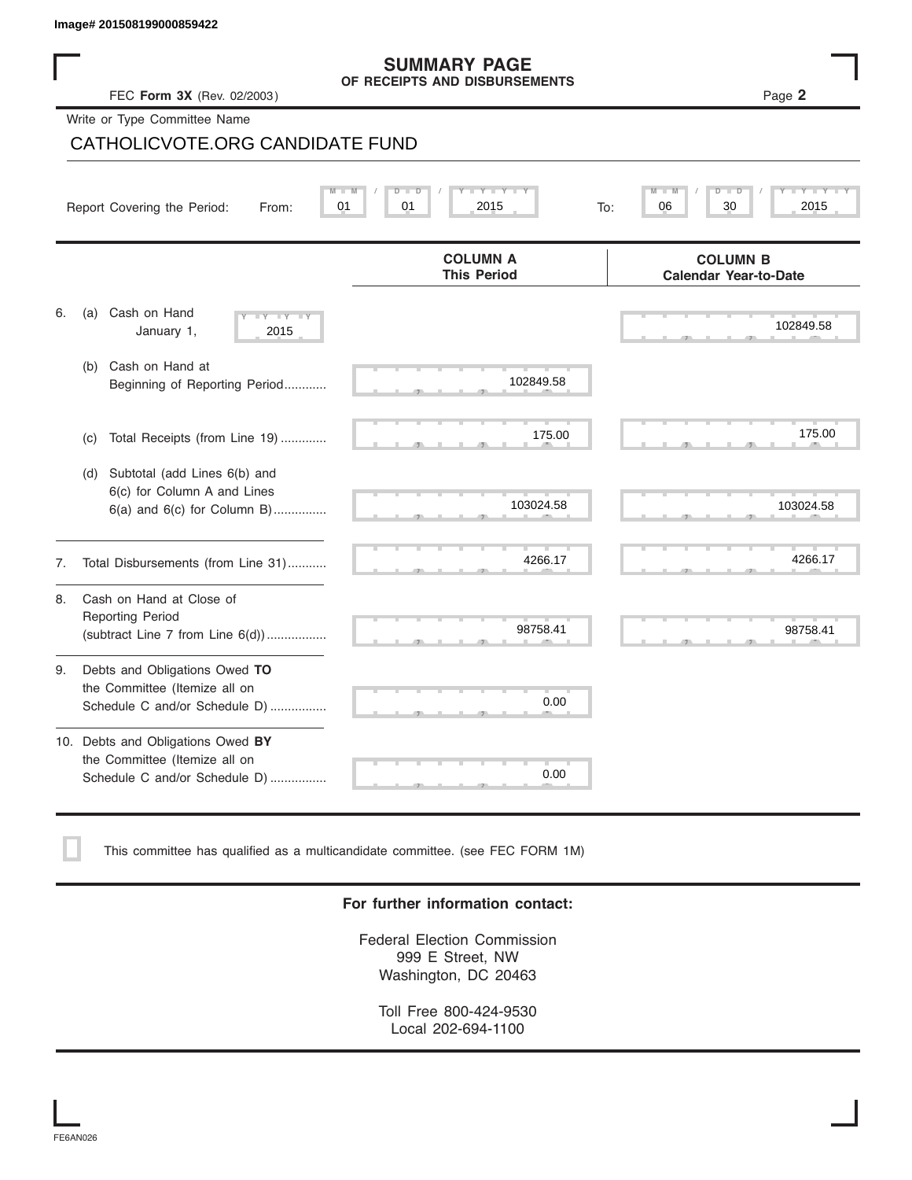Image# 201508199000859422

# SUMMARY PAGE
## OF RECEIPTS AND DISBURSEMENTS

FEC **Form 3X** (Rev. 02/2003)

Page **2**

Write or Type Committee Name

CATHOLICVOTE.ORG CANDIDATE FUND

Report Covering the Period: From: 01 / 01 / 2015 To: 06 / 30 / 2015

| | | COLUMN A This Period | COLUMN B Calendar Year-to-Date |
|---|---|---|---|
| 6. | (a) Cash on Hand January 1, 2015 | | 102849.58 |
| | (b) Cash on Hand at Beginning of Reporting Period | 102849.58 | |
| | (c) Total Receipts (from Line 19) | 175.00 | 175.00 |
| | (d) Subtotal (add Lines 6(b) and 6(c) for Column A and Lines 6(a) and 6(c) for Column B) | 103024.58 | 103024.58 |
| 7. | Total Disbursements (from Line 31) | 4266.17 | 4266.17 |
| 8. | Cash on Hand at Close of Reporting Period (subtract Line 7 from Line 6(d)) | 98758.41 | 98758.41 |
| 9. | Debts and Obligations Owed **TO** the Committee (Itemize all on Schedule C and/or Schedule D) | 0.00 | |
| 10. | Debts and Obligations Owed **BY** the Committee (Itemize all on Schedule C and/or Schedule D) | 0.00 | |

☐ This committee has qualified as a multicandidate committee. (see FEC FORM 1M)

**For further information contact:**

Federal Election Commission
999 E Street, NW
Washington, DC 20463

Toll Free 800-424-9530
Local 202-694-1100

FE6AN026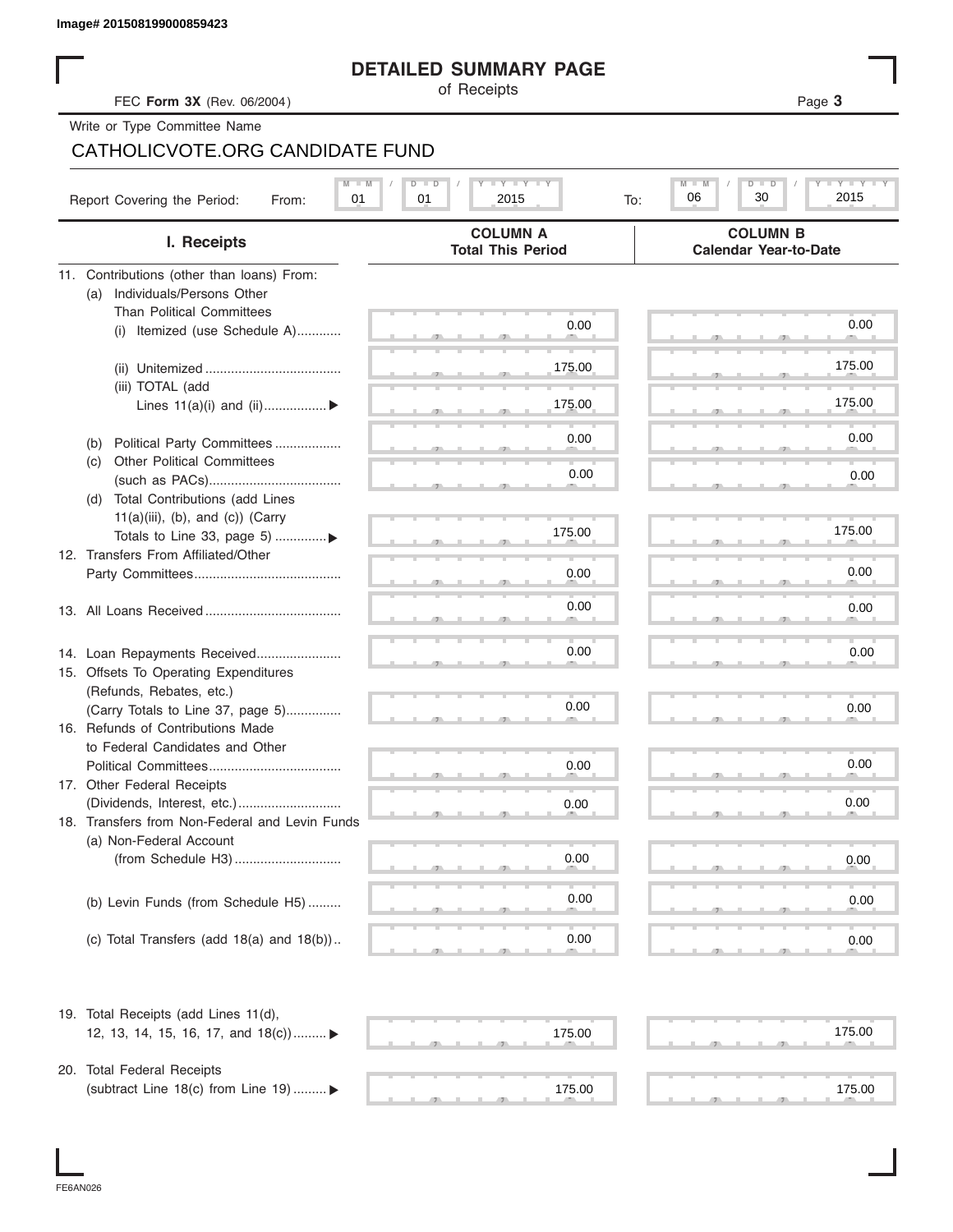Image# 201508199000859423

# DETAILED SUMMARY PAGE

of Receipts

FEC **Form 3X** (Rev. 06/2004)

Write or Type Committee Name

CATHOLICVOTE.ORG CANDIDATE FUND

Report Covering the Period: From: 01 / 01 / 2015 To: 06 / 30 / 2015

| I. Receipts | COLUMN A Total This Period | COLUMN B Calendar Year-to-Date |
|---|---|---|
| 11. Contributions (other than loans) From: | | |
| (a) Individuals/Persons Other Than Political Committees | | |
| (i) Itemized (use Schedule A)............ | 0.00 | 0.00 |
| (ii) Unitemized ..................................... | 175.00 | 175.00 |
| (iii) TOTAL (add Lines 11(a)(i) and (ii)................. ▶ | 175.00 | 175.00 |
| (b) Political Party Committees .................. | 0.00 | 0.00 |
| (c) Other Political Committees (such as PACs).................................... | 0.00 | 0.00 |
| (d) Total Contributions (add Lines 11(a)(iii), (b), and (c)) (Carry Totals to Line 33, page 5) .............▶ | 175.00 | 175.00 |
| 12. Transfers From Affiliated/Other Party Committees........................................ | 0.00 | 0.00 |
| 13. All Loans Received ..................................... | 0.00 | 0.00 |
| 14. Loan Repayments Received....................... | 0.00 | 0.00 |
| 15. Offsets To Operating Expenditures (Refunds, Rebates, etc.) (Carry Totals to Line 37, page 5)............... | 0.00 | 0.00 |
| 16. Refunds of Contributions Made to Federal Candidates and Other Political Committees.................................... | 0.00 | 0.00 |
| 17. Other Federal Receipts (Dividends, Interest, etc.)............................ | 0.00 | 0.00 |
| 18. Transfers from Non-Federal and Levin Funds | | |
| (a) Non-Federal Account (from Schedule H3)............................. | 0.00 | 0.00 |
| (b) Levin Funds (from Schedule H5) ......... | 0.00 | 0.00 |
| (c) Total Transfers (add 18(a) and 18(b)).. | 0.00 | 0.00 |
| 19. Total Receipts (add Lines 11(d), 12, 13, 14, 15, 16, 17, and 18(c))......... ▶ | 175.00 | 175.00 |
| 20. Total Federal Receipts (subtract Line 18(c) from Line 19) ......... ▶ | 175.00 | 175.00 |

FE6AN026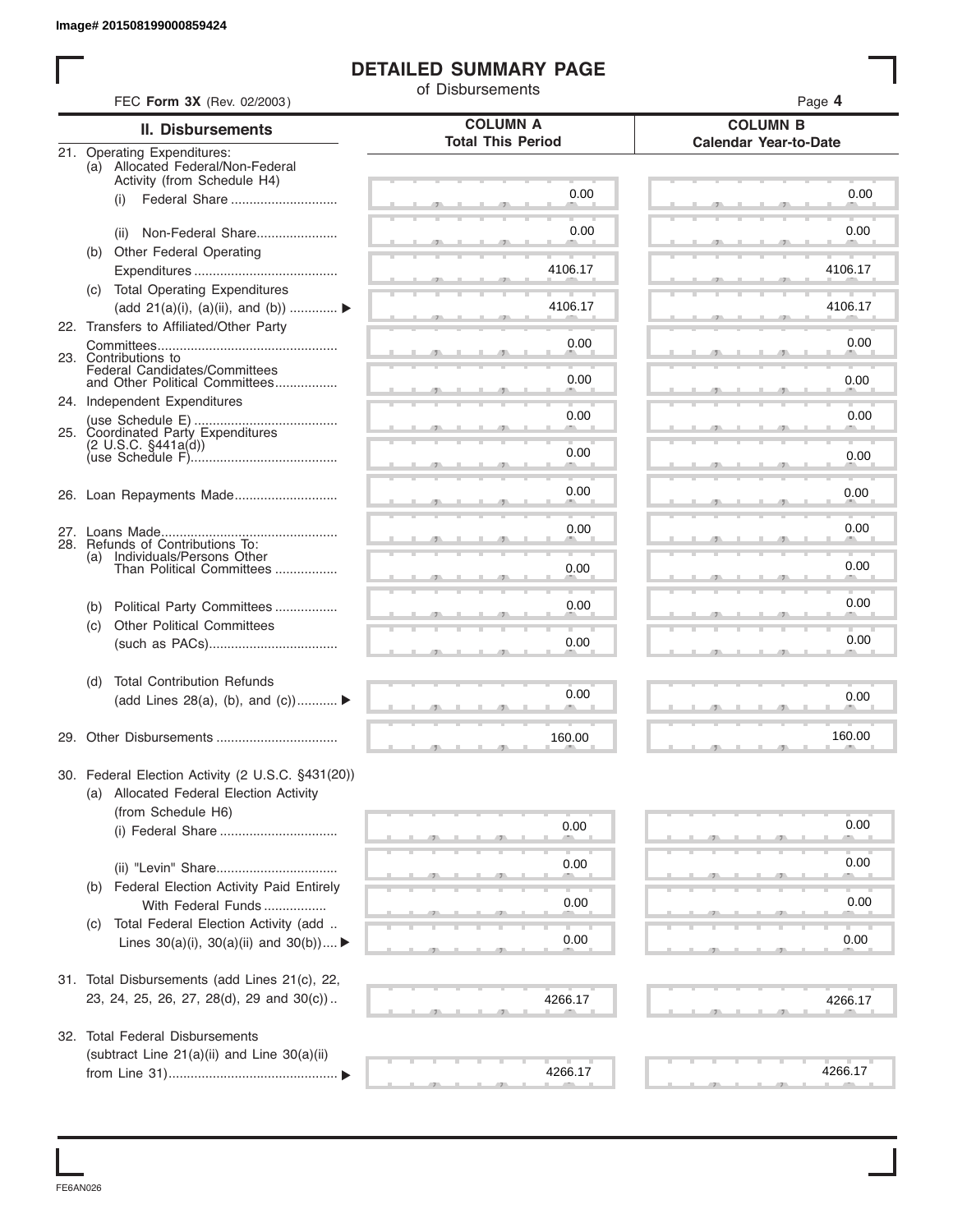Image# 201508199000859424

# DETAILED SUMMARY PAGE

of Disbursements

FEC **Form 3X** (Rev. 02/2003)

| II. Disbursements | COLUMN A Total This Period | COLUMN B Calendar Year-to-Date |
|---|---|---|
| 21. Operating Expenditures: | | |
| (a) Allocated Federal/Non-Federal Activity (from Schedule H4) | | |
| (i) Federal Share | 0.00 | 0.00 |
| (ii) Non-Federal Share | 0.00 | 0.00 |
| (b) Other Federal Operating Expenditures | 4106.17 | 4106.17 |
| (c) Total Operating Expenditures (add 21(a)(i), (a)(ii), and (b)) ▶ | 4106.17 | 4106.17 |
| 22. Transfers to Affiliated/Other Party Committees | 0.00 | 0.00 |
| 23. Contributions to Federal Candidates/Committees and Other Political Committees | 0.00 | 0.00 |
| 24. Independent Expenditures (use Schedule E) | 0.00 | 0.00 |
| 25. Coordinated Party Expenditures (2 U.S.C. §441a(d)) (use Schedule F) | 0.00 | 0.00 |
| 26. Loan Repayments Made | 0.00 | 0.00 |
| 27. Loans Made | 0.00 | 0.00 |
| 28. Refunds of Contributions To: | | |
| (a) Individuals/Persons Other Than Political Committees | 0.00 | 0.00 |
| (b) Political Party Committees | 0.00 | 0.00 |
| (c) Other Political Committees (such as PACs) | 0.00 | 0.00 |
| (d) Total Contribution Refunds (add Lines 28(a), (b), and (c)) ▶ | 0.00 | 0.00 |
| 29. Other Disbursements | 160.00 | 160.00 |
| 30. Federal Election Activity (2 U.S.C. §431(20)) | | |
| (a) Allocated Federal Election Activity (from Schedule H6) | | |
| (i) Federal Share | 0.00 | 0.00 |
| (ii) "Levin" Share | 0.00 | 0.00 |
| (b) Federal Election Activity Paid Entirely With Federal Funds | 0.00 | 0.00 |
| (c) Total Federal Election Activity (add Lines 30(a)(i), 30(a)(ii) and 30(b)) ▶ | 0.00 | 0.00 |
| 31. Total Disbursements (add Lines 21(c), 22, 23, 24, 25, 26, 27, 28(d), 29 and 30(c)) | 4266.17 | 4266.17 |
| 32. Total Federal Disbursements (subtract Line 21(a)(ii) and Line 30(a)(ii) from Line 31) ▶ | 4266.17 | 4266.17 |

FE6AN026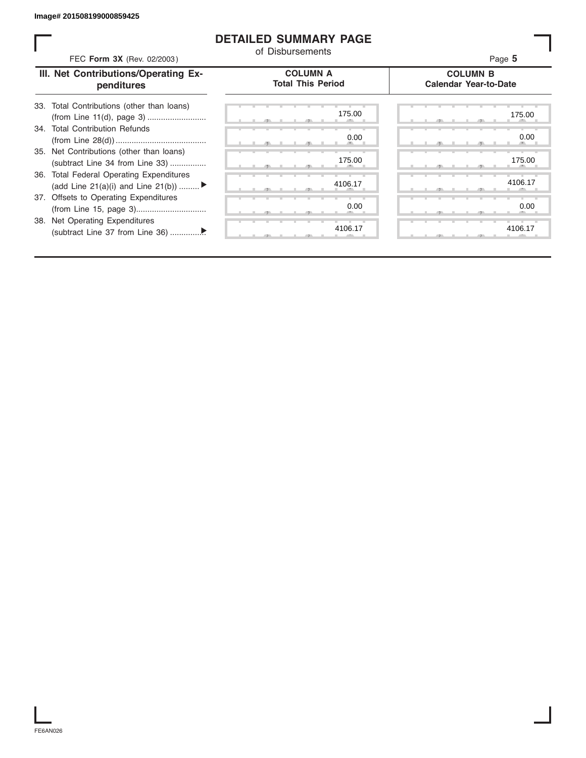Image# 201508199000859425

# DETAILED SUMMARY PAGE

of Disbursements

FEC **Form 3X** (Rev. 02/2003)

| III. Net Contributions/Operating Expenditures | COLUMN A Total This Period | COLUMN B Calendar Year-to-Date |
|---|---|---|
| 33. Total Contributions (other than loans) (from Line 11(d), page 3) .......................... | 175.00 | 175.00 |
| 34. Total Contribution Refunds (from Line 28(d)) ........................................ | 0.00 | 0.00 |
| 35. Net Contributions (other than loans) (subtract Line 34 from Line 33) ................ | 175.00 | 175.00 |
| 36. Total Federal Operating Expenditures (add Line 21(a)(i) and Line 21(b)) ......... ▶ | 4106.17 | 4106.17 |
| 37. Offsets to Operating Expenditures (from Line 15, page 3)............................... | 0.00 | 0.00 |
| 38. Net Operating Expenditures (subtract Line 37 from Line 36) ...............▶ | 4106.17 | 4106.17 |

FE6AN026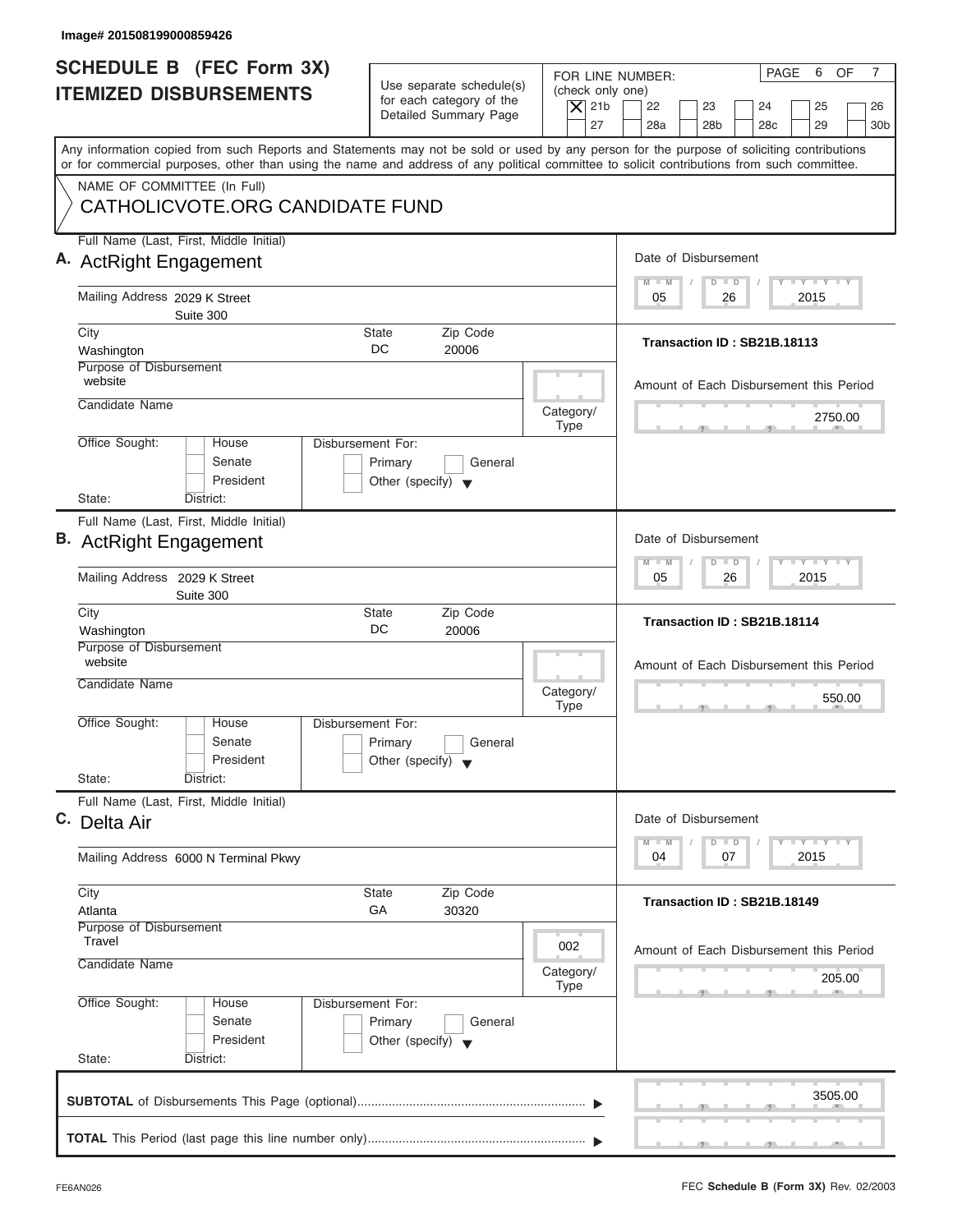Image# 201508199000859426

# SCHEDULE B (FEC Form 3X) ITEMIZED DISBURSEMENTS

Use separate schedule(s) for each category of the Detailed Summary Page

FOR LINE NUMBER: (check only one)

[X] 21b  [ ] 22  [ ] 23  [ ] 24  [ ] 25  [ ] 26  [ ] 27  [ ] 28a  [ ] 28b  [ ] 28c  [ ] 29  [ ] 30b

PAGE 6 OF 7

Any information copied from such Reports and Statements may not be sold or used by any person for the purpose of soliciting contributions or for commercial purposes, other than using the name and address of any political committee to solicit contributions from such committee.

NAME OF COMMITTEE (In Full)

CATHOLICVOTE.ORG CANDIDATE FUND

---

**A.** Full Name (Last, First, Middle Initial): ActRight Engagement

Mailing Address: 2029 K Street, Suite 300

City: Washington | State: DC | Zip Code: 20006

Purpose of Disbursement: website

Candidate Name:

Category/Type:

Office Sought: [ ] House [ ] Senate [ ] President | State: | District:

Disbursement For: [ ] Primary [ ] General [ ] Other (specify)

Date of Disbursement: 05 / 26 / 2015

Transaction ID : SB21B.18113

Amount of Each Disbursement this Period: 2750.00

---

**B.** Full Name (Last, First, Middle Initial): ActRight Engagement

Mailing Address: 2029 K Street, Suite 300

City: Washington | State: DC | Zip Code: 20006

Purpose of Disbursement: website

Candidate Name:

Category/Type:

Office Sought: [ ] House [ ] Senate [ ] President | State: | District:

Disbursement For: [ ] Primary [ ] General [ ] Other (specify)

Date of Disbursement: 05 / 26 / 2015

Transaction ID : SB21B.18114

Amount of Each Disbursement this Period: 550.00

---

**C.** Full Name (Last, First, Middle Initial): Delta Air

Mailing Address: 6000 N Terminal Pkwy

City: Atlanta | State: GA | Zip Code: 30320

Purpose of Disbursement: Travel

Candidate Name:

Category/Type: 002

Office Sought: [ ] House [ ] Senate [ ] President | State: | District:

Disbursement For: [ ] Primary [ ] General [ ] Other (specify)

Date of Disbursement: 04 / 07 / 2015

Transaction ID : SB21B.18149

Amount of Each Disbursement this Period: 205.00

---

**SUBTOTAL** of Disbursements This Page (optional): 3505.00

**TOTAL** This Period (last page this line number only):

FE6AN026 — FEC **Schedule B (Form 3X)** Rev. 02/2003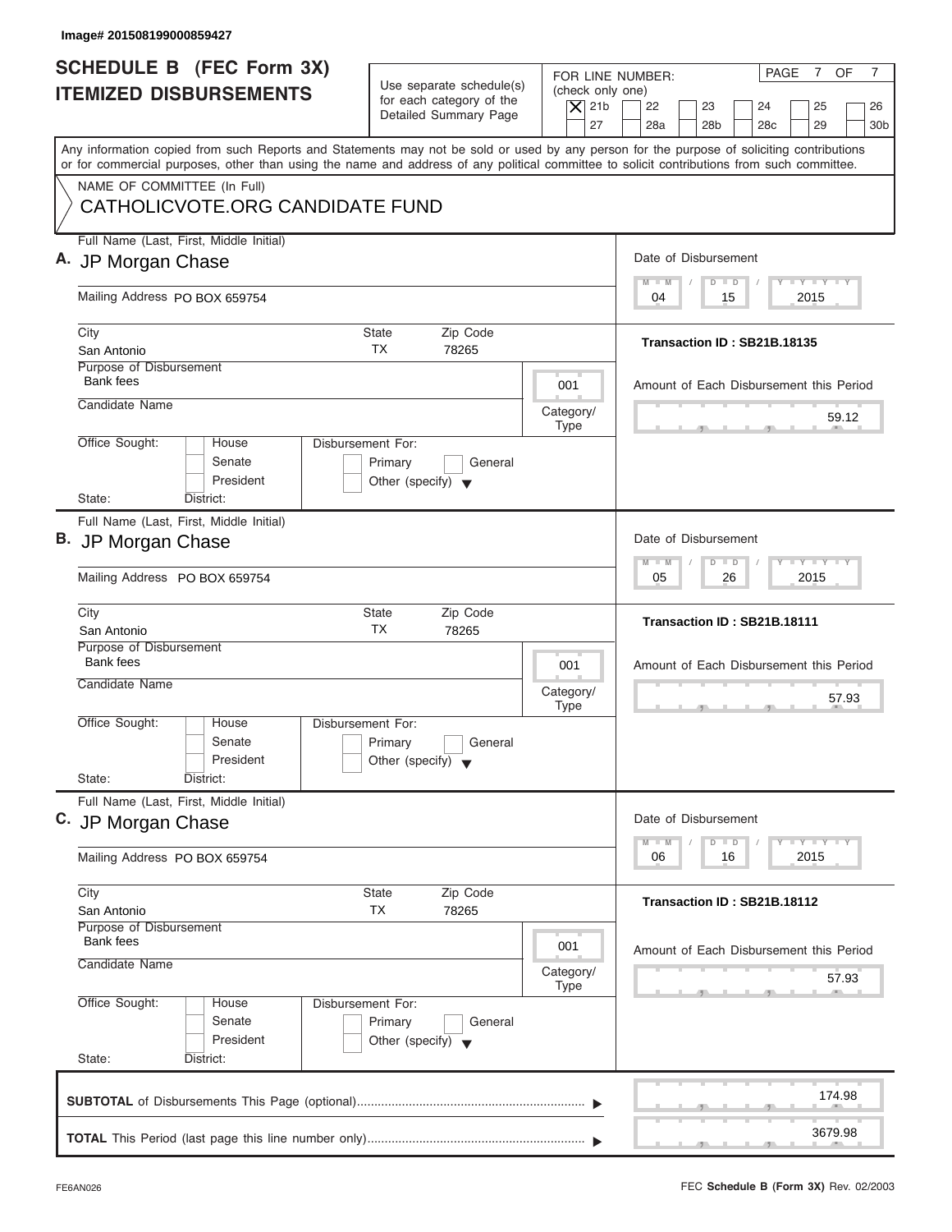Image# 201508199000859427

# SCHEDULE B (FEC Form 3X)
# ITEMIZED DISBURSEMENTS

Use separate schedule(s) for each category of the Detailed Summary Page

FOR LINE NUMBER: (check only one)

- [X] 21b
- [ ] 22
- [ ] 23
- [ ] 24
- [ ] 25
- [ ] 26
- [ ] 27
- [ ] 28a
- [ ] 28b
- [ ] 28c
- [ ] 29
- [ ] 30b

PAGE 7 OF 7

Any information copied from such Reports and Statements may not be sold or used by any person for the purpose of soliciting contributions or for commercial purposes, other than using the name and address of any political committee to solicit contributions from such committee.

NAME OF COMMITTEE (In Full)
CATHOLICVOTE.ORG CANDIDATE FUND

---

**A.** Full Name (Last, First, Middle Initial): JP Morgan Chase

Mailing Address: PO BOX 659754

City: San Antonio | State: TX | Zip Code: 78265

Purpose of Disbursement: Bank fees

Category/Type: 001

Candidate Name:

Office Sought: [ ] House [ ] Senate [ ] President

State: District:

Disbursement For: [ ] Primary [ ] General [ ] Other (specify)

Date of Disbursement: 04 / 15 / 2015

Transaction ID : SB21B.18135

Amount of Each Disbursement this Period: 59.12

---

**B.** Full Name (Last, First, Middle Initial): JP Morgan Chase

Mailing Address: PO BOX 659754

City: San Antonio | State: TX | Zip Code: 78265

Purpose of Disbursement: Bank fees

Category/Type: 001

Candidate Name:

Office Sought: [ ] House [ ] Senate [ ] President

State: District:

Disbursement For: [ ] Primary [ ] General [ ] Other (specify)

Date of Disbursement: 05 / 26 / 2015

Transaction ID : SB21B.18111

Amount of Each Disbursement this Period: 57.93

---

**C.** Full Name (Last, First, Middle Initial): JP Morgan Chase

Mailing Address: PO BOX 659754

City: San Antonio | State: TX | Zip Code: 78265

Purpose of Disbursement: Bank fees

Category/Type: 001

Candidate Name:

Office Sought: [ ] House [ ] Senate [ ] President

State: District:

Disbursement For: [ ] Primary [ ] General [ ] Other (specify)

Date of Disbursement: 06 / 16 / 2015

Transaction ID : SB21B.18112

Amount of Each Disbursement this Period: 57.93

---

**SUBTOTAL** of Disbursements This Page (optional): 174.98

**TOTAL** This Period (last page this line number only): 3679.98

FE6AN026

FEC **Schedule B (Form 3X)** Rev. 02/2003